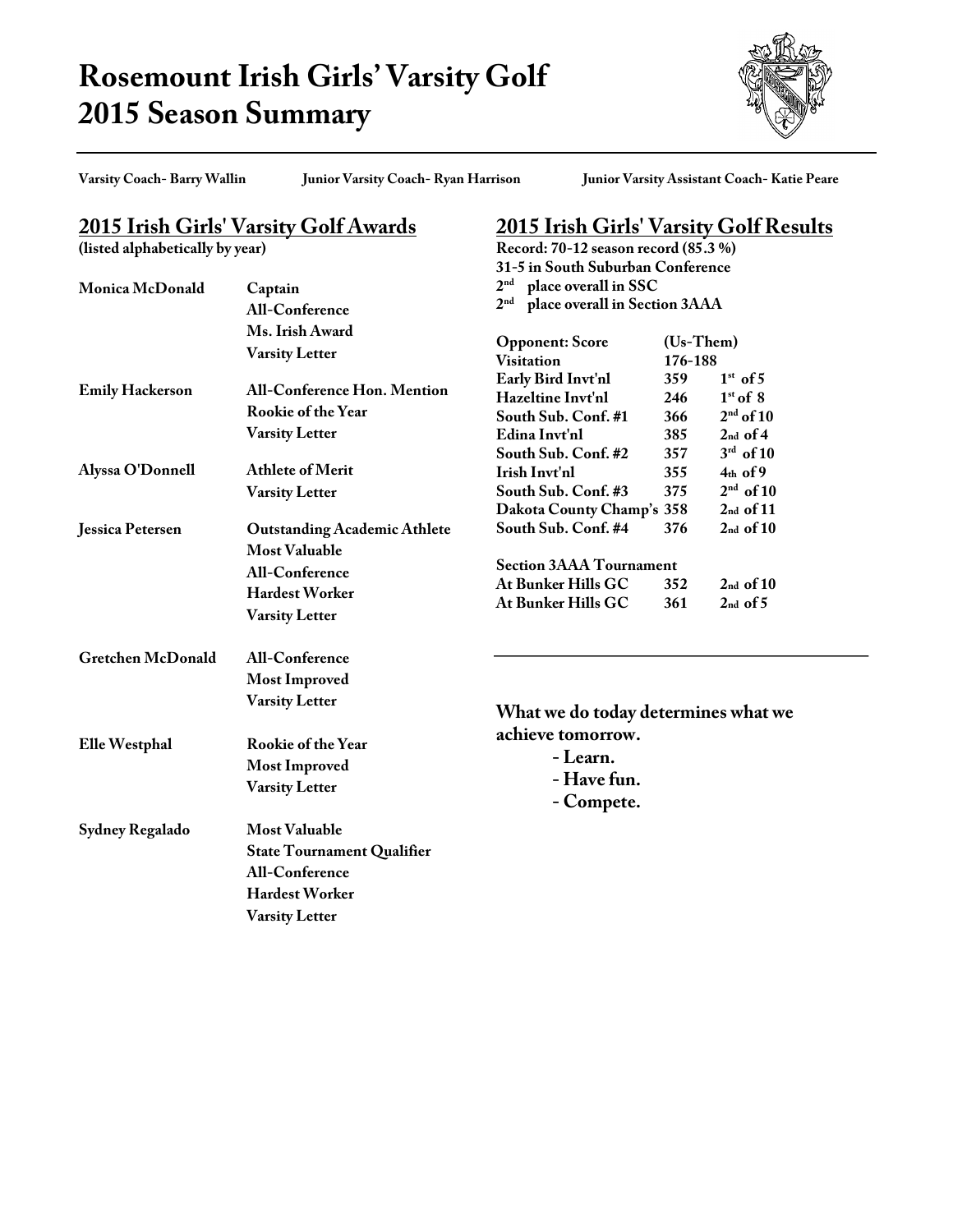# Rosemount Irish Girls' Varsity Golf 2015 Season Summary

**Varsity Coach- Barry Wallin** **Junior Varsity Coach- Ryan Harrison** **Junior Varsity Assistant Coach- Katie Peare**

## 2015 Irish Girls' Varsity Golf Awards

**(listed alphabetically by year)**

| Name | Awards |
|---|---|
| **Monica McDonald** | Captain<br>All-Conference<br>Ms. Irish Award<br>Varsity Letter |
| **Emily Hackerson** | All-Conference Hon. Mention<br>Rookie of the Year<br>Varsity Letter |
| **Alyssa O'Donnell** | Athlete of Merit<br>Varsity Letter |
| **Jessica Petersen** | Outstanding Academic Athlete<br>Most Valuable<br>All-Conference<br>Hardest Worker<br>Varsity Letter |
| **Gretchen McDonald** | All-Conference<br>Most Improved<br>Varsity Letter |
| **Elle Westphal** | Rookie of the Year<br>Most Improved<br>Varsity Letter |
| **Sydney Regalado** | Most Valuable<br>State Tournament Qualifier<br>All-Conference<br>Hardest Worker<br>Varsity Letter |

## 2015 Irish Girls' Varsity Golf Results

**Record: 70-12 season record (85.3 %)**
**31-5 in South Suburban Conference**
**2nd place overall in SSC**
**2nd place overall in Section 3AAA**

| Opponent: Score | (Us-Them) | |
|---|---|---|
| Visitation | 176-188 | |
| Early Bird Invt'nl | 359 | 1st of 5 |
| Hazeltine Invt'nl | 246 | 1st of 8 |
| South Sub. Conf. #1 | 366 | 2nd of 10 |
| Edina Invt'nl | 385 | 2nd of 4 |
| South Sub. Conf. #2 | 357 | 3rd of 10 |
| Irish Invt'nl | 355 | 4th of 9 |
| South Sub. Conf. #3 | 375 | 2nd of 10 |
| Dakota County Champ's | 358 | 2nd of 11 |
| South Sub. Conf. #4 | 376 | 2nd of 10 |
| **Section 3AAA Tournament** | | |
| At Bunker Hills GC | 352 | 2nd of 10 |
| At Bunker Hills GC | 361 | 2nd of 5 |

---

**What we do today determines what we achieve tomorrow.**

- **Learn.**
- **Have fun.**
- **Compete.**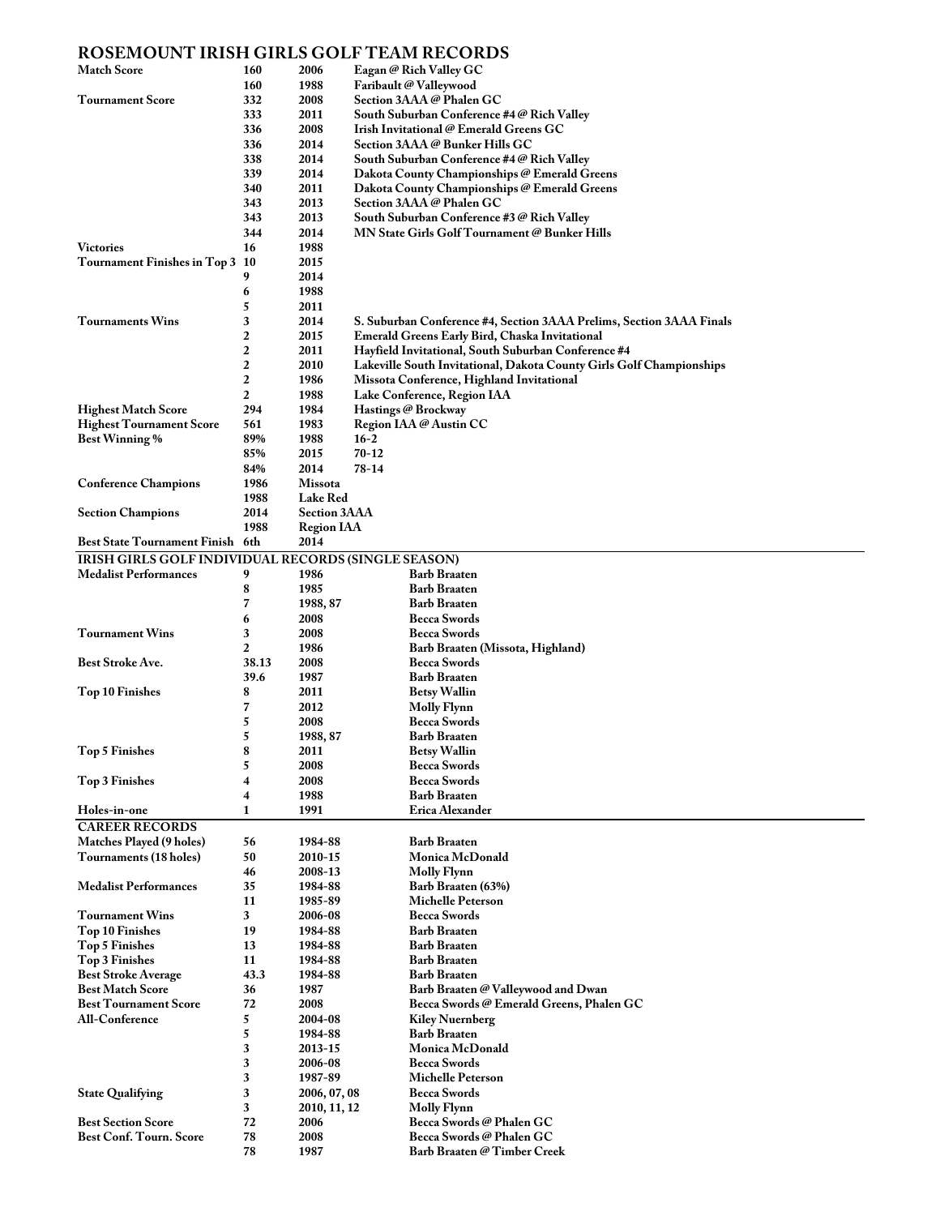# ROSEMOUNT IRISH GIRLS GOLF TEAM RECORDS

| | | | |
|---|---|---|---|
| **Match Score** | 160 | 2006 | Eagan @ Rich Valley GC |
| | 160 | 1988 | Faribault @ Valleywood |
| **Tournament Score** | 332 | 2008 | Section 3AAA @ Phalen GC |
| | 333 | 2011 | South Suburban Conference #4 @ Rich Valley |
| | 336 | 2008 | Irish Invitational @ Emerald Greens GC |
| | 336 | 2014 | Section 3AAA @ Bunker Hills GC |
| | 338 | 2014 | South Suburban Conference #4 @ Rich Valley |
| | 339 | 2014 | Dakota County Championships @ Emerald Greens |
| | 340 | 2011 | Dakota County Championships @ Emerald Greens |
| | 343 | 2013 | Section 3AAA @ Phalen GC |
| | 343 | 2013 | South Suburban Conference #3 @ Rich Valley |
| | 344 | 2014 | MN State Girls Golf Tournament @ Bunker Hills |
| **Victories** | 16 | 1988 | |
| **Tournament Finishes in Top 3** | 10 | 2015 | |
| | 9 | 2014 | |
| | 6 | 1988 | |
| | 5 | 2011 | |
| **Tournaments Wins** | 3 | 2014 | S. Suburban Conference #4, Section 3AAA Prelims, Section 3AAA Finals |
| | 2 | 2015 | Emerald Greens Early Bird, Chaska Invitational |
| | 2 | 2011 | Hayfield Invitational, South Suburban Conference #4 |
| | 2 | 2010 | Lakeville South Invitational, Dakota County Girls Golf Championships |
| | 2 | 1986 | Missota Conference, Highland Invitational |
| | 2 | 1988 | Lake Conference, Region IAA |
| **Highest Match Score** | 294 | 1984 | Hastings @ Brockway |
| **Highest Tournament Score** | 561 | 1983 | Region IAA @ Austin CC |
| **Best Winning %** | 89% | 1988 | 16-2 |
| | 85% | 2015 | 70-12 |
| | 84% | 2014 | 78-14 |
| **Conference Champions** | 1986 | Missota | |
| | 1988 | Lake Red | |
| **Section Champions** | 2014 | Section 3AAA | |
| | 1988 | Region IAA | |
| **Best State Tournament Finish** | 6th | 2014 | |

## IRISH GIRLS GOLF INDIVIDUAL RECORDS (SINGLE SEASON)

| | | | |
|---|---|---|---|
| **Medalist Performances** | 9 | 1986 | Barb Braaten |
| | 8 | 1985 | Barb Braaten |
| | 7 | 1988, 87 | Barb Braaten |
| | 6 | 2008 | Becca Swords |
| **Tournament Wins** | 3 | 2008 | Becca Swords |
| | 2 | 1986 | Barb Braaten (Missota, Highland) |
| **Best Stroke Ave.** | 38.13 | 2008 | Becca Swords |
| | 39.6 | 1987 | Barb Braaten |
| **Top 10 Finishes** | 8 | 2011 | Betsy Wallin |
| | 7 | 2012 | Molly Flynn |
| | 5 | 2008 | Becca Swords |
| | 5 | 1988, 87 | Barb Braaten |
| **Top 5 Finishes** | 8 | 2011 | Betsy Wallin |
| | 5 | 2008 | Becca Swords |
| **Top 3 Finishes** | 4 | 2008 | Becca Swords |
| | 4 | 1988 | Barb Braaten |
| **Holes-in-one** | 1 | 1991 | Erica Alexander |

## CAREER RECORDS

| | | | |
|---|---|---|---|
| **Matches Played (9 holes)** | 56 | 1984-88 | Barb Braaten |
| **Tournaments (18 holes)** | 50 | 2010-15 | Monica McDonald |
| | 46 | 2008-13 | Molly Flynn |
| **Medalist Performances** | 35 | 1984-88 | Barb Braaten (63%) |
| | 11 | 1985-89 | Michelle Peterson |
| **Tournament Wins** | 3 | 2006-08 | Becca Swords |
| **Top 10 Finishes** | 19 | 1984-88 | Barb Braaten |
| **Top 5 Finishes** | 13 | 1984-88 | Barb Braaten |
| **Top 3 Finishes** | 11 | 1984-88 | Barb Braaten |
| **Best Stroke Average** | 43.3 | 1984-88 | Barb Braaten |
| **Best Match Score** | 36 | 1987 | Barb Braaten @ Valleywood and Dwan |
| **Best Tournament Score** | 72 | 2008 | Becca Swords @ Emerald Greens, Phalen GC |
| **All-Conference** | 5 | 2004-08 | Kiley Nuernberg |
| | 5 | 1984-88 | Barb Braaten |
| | 3 | 2013-15 | Monica McDonald |
| | 3 | 2006-08 | Becca Swords |
| | 3 | 1987-89 | Michelle Peterson |
| **State Qualifying** | 3 | 2006, 07, 08 | Becca Swords |
| | 3 | 2010, 11, 12 | Molly Flynn |
| **Best Section Score** | 72 | 2006 | Becca Swords @ Phalen GC |
| **Best Conf. Tourn. Score** | 78 | 2008 | Becca Swords @ Phalen GC |
| | 78 | 1987 | Barb Braaten @ Timber Creek |